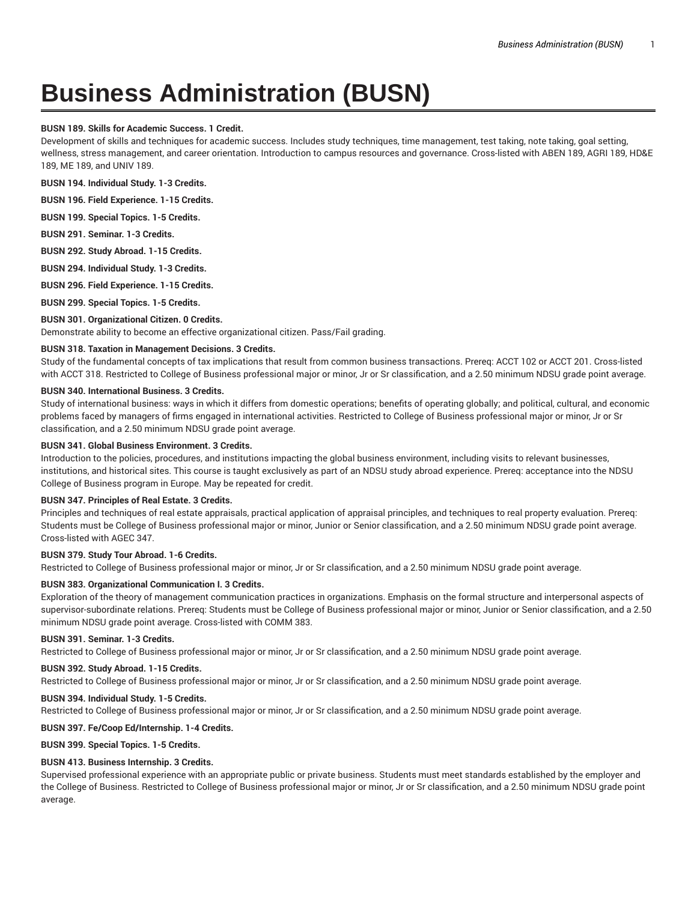# Business Administration (BUSN)

**BUSN 189. Skills for Academic Success. 1 Credit.**
Development of skills and techniques for academic success. Includes study techniques, time management, test taking, note taking, goal setting, wellness, stress management, and career orientation. Introduction to campus resources and governance. Cross-listed with ABEN 189, AGRI 189, HD&E 189, ME 189, and UNIV 189.

**BUSN 194. Individual Study. 1-3 Credits.**

**BUSN 196. Field Experience. 1-15 Credits.**

**BUSN 199. Special Topics. 1-5 Credits.**

**BUSN 291. Seminar. 1-3 Credits.**

**BUSN 292. Study Abroad. 1-15 Credits.**

**BUSN 294. Individual Study. 1-3 Credits.**

**BUSN 296. Field Experience. 1-15 Credits.**

**BUSN 299. Special Topics. 1-5 Credits.**

**BUSN 301. Organizational Citizen. 0 Credits.**
Demonstrate ability to become an effective organizational citizen. Pass/Fail grading.

**BUSN 318. Taxation in Management Decisions. 3 Credits.**
Study of the fundamental concepts of tax implications that result from common business transactions. Prereq: ACCT 102 or ACCT 201. Cross-listed with ACCT 318. Restricted to College of Business professional major or minor, Jr or Sr classification, and a 2.50 minimum NDSU grade point average.

**BUSN 340. International Business. 3 Credits.**
Study of international business: ways in which it differs from domestic operations; benefits of operating globally; and political, cultural, and economic problems faced by managers of firms engaged in international activities. Restricted to College of Business professional major or minor, Jr or Sr classification, and a 2.50 minimum NDSU grade point average.

**BUSN 341. Global Business Environment. 3 Credits.**
Introduction to the policies, procedures, and institutions impacting the global business environment, including visits to relevant businesses, institutions, and historical sites. This course is taught exclusively as part of an NDSU study abroad experience. Prereq: acceptance into the NDSU College of Business program in Europe. May be repeated for credit.

**BUSN 347. Principles of Real Estate. 3 Credits.**
Principles and techniques of real estate appraisals, practical application of appraisal principles, and techniques to real property evaluation. Prereq: Students must be College of Business professional major or minor, Junior or Senior classification, and a 2.50 minimum NDSU grade point average. Cross-listed with AGEC 347.

**BUSN 379. Study Tour Abroad. 1-6 Credits.**
Restricted to College of Business professional major or minor, Jr or Sr classification, and a 2.50 minimum NDSU grade point average.

**BUSN 383. Organizational Communication I. 3 Credits.**
Exploration of the theory of management communication practices in organizations. Emphasis on the formal structure and interpersonal aspects of supervisor-subordinate relations. Prereq: Students must be College of Business professional major or minor, Junior or Senior classification, and a 2.50 minimum NDSU grade point average. Cross-listed with COMM 383.

**BUSN 391. Seminar. 1-3 Credits.**
Restricted to College of Business professional major or minor, Jr or Sr classification, and a 2.50 minimum NDSU grade point average.

**BUSN 392. Study Abroad. 1-15 Credits.**
Restricted to College of Business professional major or minor, Jr or Sr classification, and a 2.50 minimum NDSU grade point average.

**BUSN 394. Individual Study. 1-5 Credits.**
Restricted to College of Business professional major or minor, Jr or Sr classification, and a 2.50 minimum NDSU grade point average.

**BUSN 397. Fe/Coop Ed/Internship. 1-4 Credits.**

**BUSN 399. Special Topics. 1-5 Credits.**

**BUSN 413. Business Internship. 3 Credits.**
Supervised professional experience with an appropriate public or private business. Students must meet standards established by the employer and the College of Business. Restricted to College of Business professional major or minor, Jr or Sr classification, and a 2.50 minimum NDSU grade point average.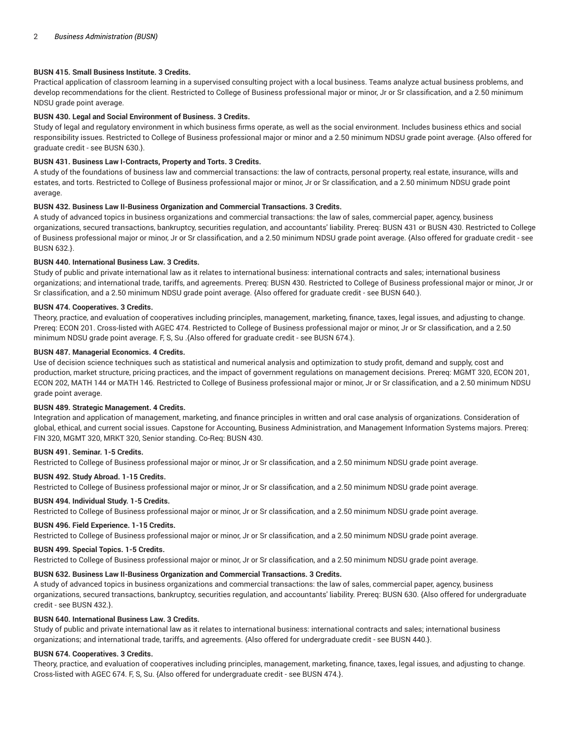**BUSN 415. Small Business Institute. 3 Credits.**

Practical application of classroom learning in a supervised consulting project with a local business. Teams analyze actual business problems, and develop recommendations for the client. Restricted to College of Business professional major or minor, Jr or Sr classification, and a 2.50 minimum NDSU grade point average.

**BUSN 430. Legal and Social Environment of Business. 3 Credits.**

Study of legal and regulatory environment in which business firms operate, as well as the social environment. Includes business ethics and social responsibility issues. Restricted to College of Business professional major or minor and a 2.50 minimum NDSU grade point average. {Also offered for graduate credit - see BUSN 630.}.

**BUSN 431. Business Law I-Contracts, Property and Torts. 3 Credits.**

A study of the foundations of business law and commercial transactions: the law of contracts, personal property, real estate, insurance, wills and estates, and torts. Restricted to College of Business professional major or minor, Jr or Sr classification, and a 2.50 minimum NDSU grade point average.

**BUSN 432. Business Law II-Business Organization and Commercial Transactions. 3 Credits.**

A study of advanced topics in business organizations and commercial transactions: the law of sales, commercial paper, agency, business organizations, secured transactions, bankruptcy, securities regulation, and accountants' liability. Prereq: BUSN 431 or BUSN 430. Restricted to College of Business professional major or minor, Jr or Sr classification, and a 2.50 minimum NDSU grade point average. {Also offered for graduate credit - see BUSN 632.}.

**BUSN 440. International Business Law. 3 Credits.**

Study of public and private international law as it relates to international business: international contracts and sales; international business organizations; and international trade, tariffs, and agreements. Prereq: BUSN 430. Restricted to College of Business professional major or minor, Jr or Sr classification, and a 2.50 minimum NDSU grade point average. {Also offered for graduate credit - see BUSN 640.}.

**BUSN 474. Cooperatives. 3 Credits.**

Theory, practice, and evaluation of cooperatives including principles, management, marketing, finance, taxes, legal issues, and adjusting to change. Prereq: ECON 201. Cross-listed with AGEC 474. Restricted to College of Business professional major or minor, Jr or Sr classification, and a 2.50 minimum NDSU grade point average. F, S, Su .{Also offered for graduate credit - see BUSN 674.}.

**BUSN 487. Managerial Economics. 4 Credits.**

Use of decision science techniques such as statistical and numerical analysis and optimization to study profit, demand and supply, cost and production, market structure, pricing practices, and the impact of government regulations on management decisions. Prereq: MGMT 320, ECON 201, ECON 202, MATH 144 or MATH 146. Restricted to College of Business professional major or minor, Jr or Sr classification, and a 2.50 minimum NDSU grade point average.

**BUSN 489. Strategic Management. 4 Credits.**

Integration and application of management, marketing, and finance principles in written and oral case analysis of organizations. Consideration of global, ethical, and current social issues. Capstone for Accounting, Business Administration, and Management Information Systems majors. Prereq: FIN 320, MGMT 320, MRKT 320, Senior standing. Co-Req: BUSN 430.

**BUSN 491. Seminar. 1-5 Credits.**

Restricted to College of Business professional major or minor, Jr or Sr classification, and a 2.50 minimum NDSU grade point average.

**BUSN 492. Study Abroad. 1-15 Credits.**

Restricted to College of Business professional major or minor, Jr or Sr classification, and a 2.50 minimum NDSU grade point average.

**BUSN 494. Individual Study. 1-5 Credits.**

Restricted to College of Business professional major or minor, Jr or Sr classification, and a 2.50 minimum NDSU grade point average.

**BUSN 496. Field Experience. 1-15 Credits.**

Restricted to College of Business professional major or minor, Jr or Sr classification, and a 2.50 minimum NDSU grade point average.

**BUSN 499. Special Topics. 1-5 Credits.**

Restricted to College of Business professional major or minor, Jr or Sr classification, and a 2.50 minimum NDSU grade point average.

**BUSN 632. Business Law II-Business Organization and Commercial Transactions. 3 Credits.**

A study of advanced topics in business organizations and commercial transactions: the law of sales, commercial paper, agency, business organizations, secured transactions, bankruptcy, securities regulation, and accountants' liability. Prereq: BUSN 630. {Also offered for undergraduate credit - see BUSN 432.}.

**BUSN 640. International Business Law. 3 Credits.**

Study of public and private international law as it relates to international business: international contracts and sales; international business organizations; and international trade, tariffs, and agreements. {Also offered for undergraduate credit - see BUSN 440.}.

**BUSN 674. Cooperatives. 3 Credits.**

Theory, practice, and evaluation of cooperatives including principles, management, marketing, finance, taxes, legal issues, and adjusting to change. Cross-listed with AGEC 674. F, S, Su. {Also offered for undergraduate credit - see BUSN 474.}.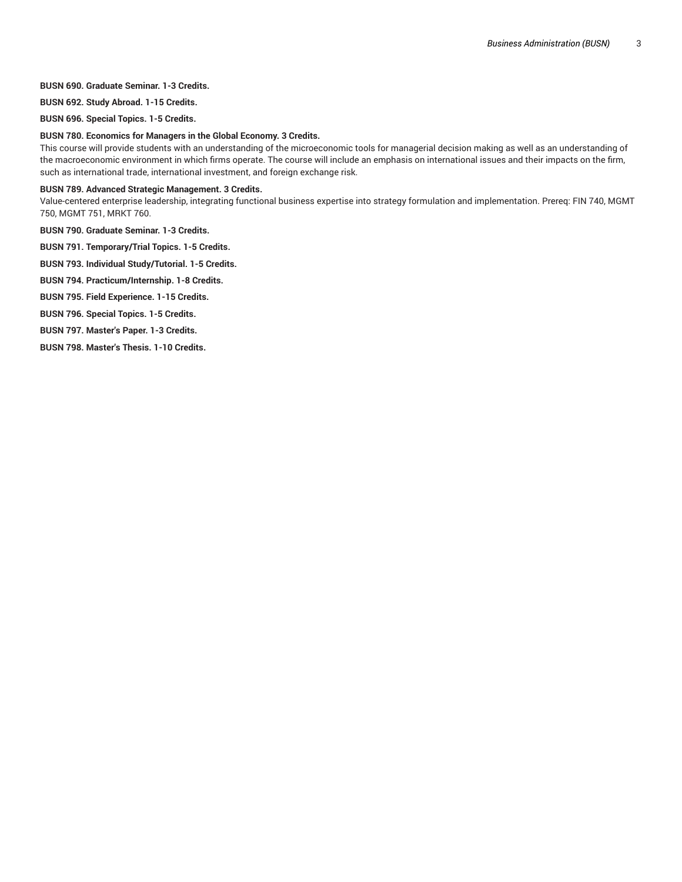**BUSN 690. Graduate Seminar. 1-3 Credits.**

**BUSN 692. Study Abroad. 1-15 Credits.**

**BUSN 696. Special Topics. 1-5 Credits.**

**BUSN 780. Economics for Managers in the Global Economy. 3 Credits.**
This course will provide students with an understanding of the microeconomic tools for managerial decision making as well as an understanding of the macroeconomic environment in which firms operate. The course will include an emphasis on international issues and their impacts on the firm, such as international trade, international investment, and foreign exchange risk.

**BUSN 789. Advanced Strategic Management. 3 Credits.**
Value-centered enterprise leadership, integrating functional business expertise into strategy formulation and implementation. Prereq: FIN 740, MGMT 750, MGMT 751, MRKT 760.

**BUSN 790. Graduate Seminar. 1-3 Credits.**

**BUSN 791. Temporary/Trial Topics. 1-5 Credits.**

**BUSN 793. Individual Study/Tutorial. 1-5 Credits.**

**BUSN 794. Practicum/Internship. 1-8 Credits.**

**BUSN 795. Field Experience. 1-15 Credits.**

**BUSN 796. Special Topics. 1-5 Credits.**

**BUSN 797. Master's Paper. 1-3 Credits.**

**BUSN 798. Master's Thesis. 1-10 Credits.**